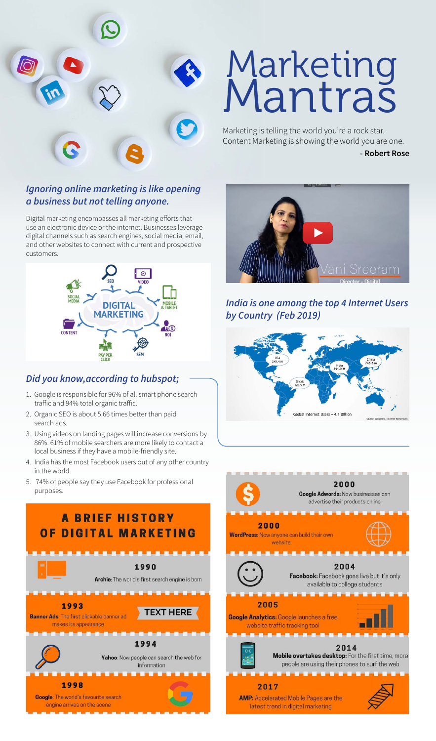# Marketing Mantras

Marketing is telling the world you're a rock star.
Content Marketing is showing the world you are one.

**- Robert Rose**

### *Ignoring online marketing is like opening a business but not telling anyone.*

Digital marketing encompasses all marketing efforts that use an electronic device or the internet. Businesses leverage digital channels such as search engines, social media, email, and other websites to connect with current and prospective customers.

DIGITAL MARKETING: SEO, VIDEO, MOBILE & TABLET, ROI, SEM, PAY PER CLICK, CONTENT, SOCIAL MEDIA

Vani Sreeram
Director - Digital

### *India is one among the top 4 Internet Users by Country (Feb 2019)*

USA 245.4 M
China 746.6 M
India 391.2 M
Brazil 122.9 M

Global Internet Users = 4.1 Billion

Source: Wikipedia, Internet World Stats

### *Did you know,according to hubspot;*

1. Google is responsible for 96% of all smart phone search traffic and 94% total organic traffic.
2. Organic SEO is about 5.66 times better than paid search ads.
3. Using videos on landing pages will increase conversions by 86%. 61% of mobile searchers are more likely to contact a local business if they have a mobile-friendly site.
4. India has the most Facebook users out of any other country in the world.
5. 74% of people say they use Facebook for professional purposes.

## A BRIEF HISTORY OF DIGITAL MARKETING

**1990**
**Archie**: The world's first search engine is born

**1993**
**Banner Ads**: The first clickable banner ad makes its appearance

TEXT HERE

**1994**
**Yahoo**: Now people can search the web for information

**1998**
**Google**: The world's favourite search engine arrives on the scene

**2000**
**Google Adwords:** Now businesses can advertise their products online

**2000**
**WordPress:** Now anyone can build their own website

**2004**
**Facebook:** Facebook goes live but it's only available to college students

**2005**
**Google Analytics:** Google launches a free website traffic tracking tool

**2014**
**Mobile overtakes desktop:** For the first time, more people are using their phones to surf the web

**2017**
**AMP:** Accelerated Mobile Pages are the latest trend in digital marketing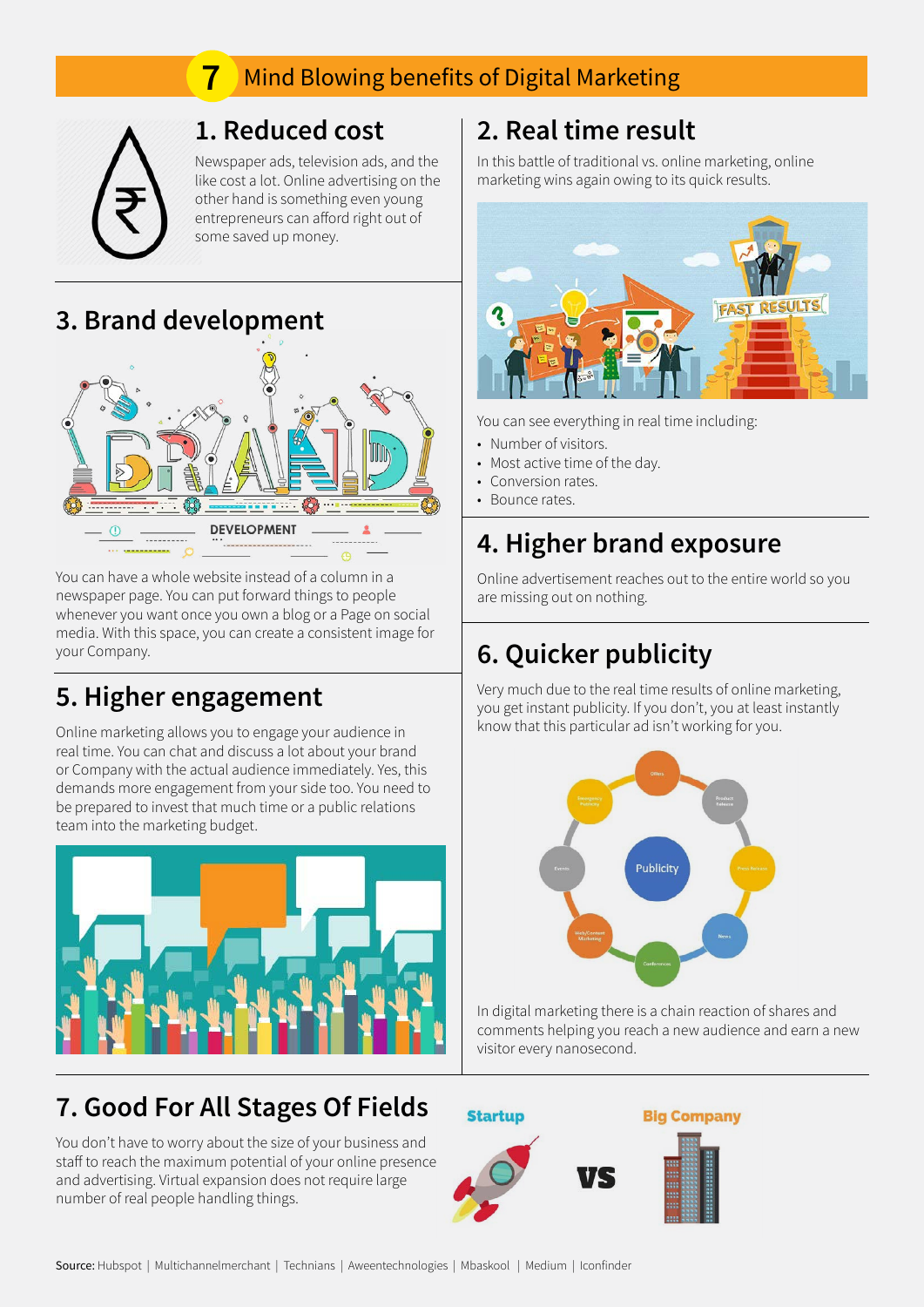# 7 Mind Blowing benefits of Digital Marketing

## 1. Reduced cost

Newspaper ads, television ads, and the like cost a lot. Online advertising on the other hand is something even young entrepreneurs can afford right out of some saved up money.

## 2. Real time result

In this battle of traditional vs. online marketing, online marketing wins again owing to its quick results.

FAST RESULTS

You can see everything in real time including:

- Number of visitors.
- Most active time of the day.
- Conversion rates.
- Bounce rates.

## 3. Brand development

BRAND

DEVELOPMENT

You can have a whole website instead of a column in a newspaper page. You can put forward things to people whenever you want once you own a blog or a Page on social media. With this space, you can create a consistent image for your Company.

## 4. Higher brand exposure

Online advertisement reaches out to the entire world so you are missing out on nothing.

## 5. Higher engagement

Online marketing allows you to engage your audience in real time. You can chat and discuss a lot about your brand or Company with the actual audience immediately. Yes, this demands more engagement from your side too. You need to be prepared to invest that much time or a public relations team into the marketing budget.

## 6. Quicker publicity

Very much due to the real time results of online marketing, you get instant publicity. If you don't, you at least instantly know that this particular ad isn't working for you.

Publicity

Offers

Product Release

Press Releases

News

Conferences

Web/Content Marketing

Events

Emergency Publicity

In digital marketing there is a chain reaction of shares and comments helping you reach a new audience and earn a new visitor every nanosecond.

## 7. Good For All Stages Of Fields

You don't have to worry about the size of your business and staff to reach the maximum potential of your online presence and advertising. Virtual expansion does not require large number of real people handling things.

Startup VS Big Company

**Source:** Hubspot | Multichannelmerchant | Technians | Aweentechnologies | Mbaskool | Medium | Iconfinder